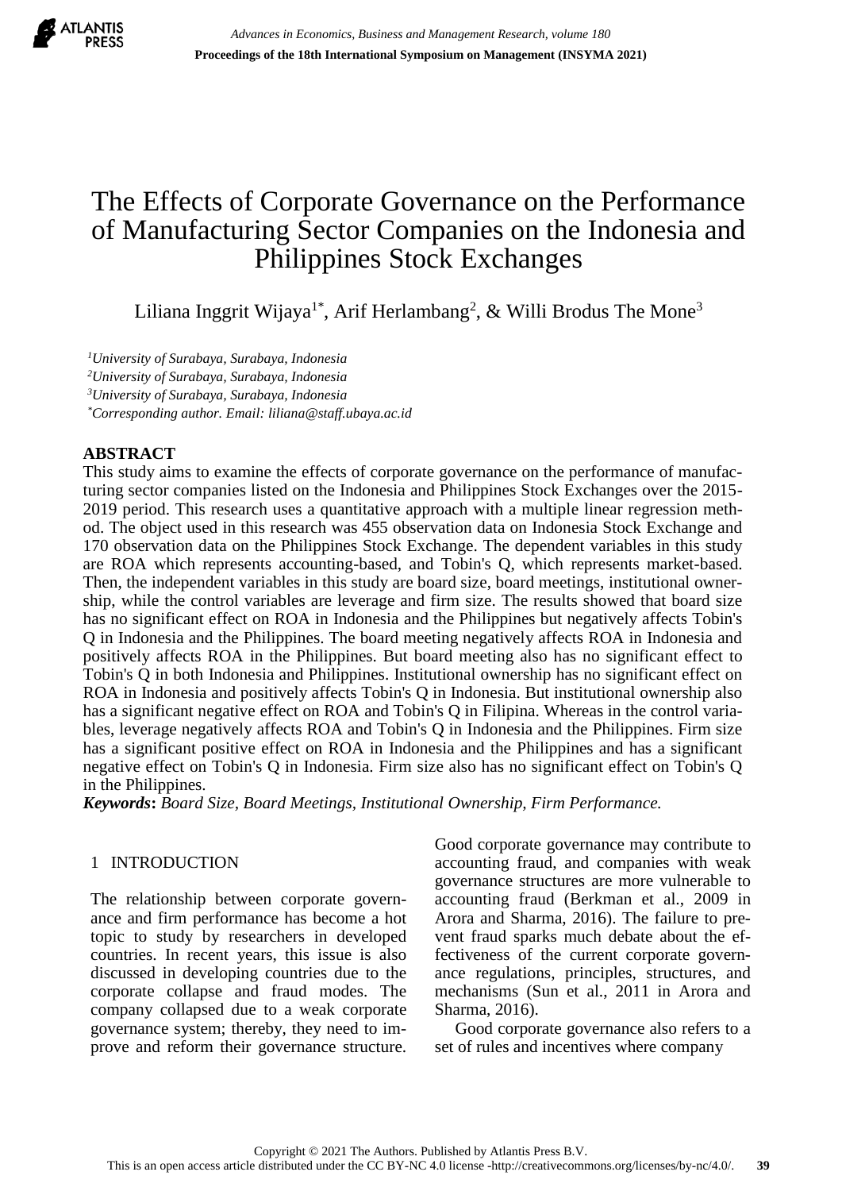# The Effects of Corporate Governance on the Performance of Manufacturing Sector Companies on the Indonesia and Philippines Stock Exchanges

Liliana Inggrit Wijaya[1*], Arif Herlambang[2], & Willi Brodus The Mone[3]

[1]*University of Surabaya, Surabaya, Indonesia*
[2]*University of Surabaya, Surabaya, Indonesia*
[3]*University of Surabaya, Surabaya, Indonesia*
[*]*Corresponding author. Email: liliana@staff.ubaya.ac.id*

## ABSTRACT

This study aims to examine the effects of corporate governance on the performance of manufacturing sector companies listed on the Indonesia and Philippines Stock Exchanges over the 2015-2019 period. This research uses a quantitative approach with a multiple linear regression method. The object used in this research was 455 observation data on Indonesia Stock Exchange and 170 observation data on the Philippines Stock Exchange. The dependent variables in this study are ROA which represents accounting-based, and Tobin's Q, which represents market-based. Then, the independent variables in this study are board size, board meetings, institutional ownership, while the control variables are leverage and firm size. The results showed that board size has no significant effect on ROA in Indonesia and the Philippines but negatively affects Tobin's Q in Indonesia and the Philippines. The board meeting negatively affects ROA in Indonesia and positively affects ROA in the Philippines. But board meeting also has no significant effect to Tobin's Q in both Indonesia and Philippines. Institutional ownership has no significant effect on ROA in Indonesia and positively affects Tobin's Q in Indonesia. But institutional ownership also has a significant negative effect on ROA and Tobin's Q in Filipina. Whereas in the control variables, leverage negatively affects ROA and Tobin's Q in Indonesia and the Philippines. Firm size has a significant positive effect on ROA in Indonesia and the Philippines and has a significant negative effect on Tobin's Q in Indonesia. Firm size also has no significant effect on Tobin's Q in the Philippines.

***Keywords**: Board Size, Board Meetings, Institutional Ownership, Firm Performance.*

## 1 INTRODUCTION

The relationship between corporate governance and firm performance has become a hot topic to study by researchers in developed countries. In recent years, this issue is also discussed in developing countries due to the corporate collapse and fraud modes. The company collapsed due to a weak corporate governance system; thereby, they need to improve and reform their governance structure. Good corporate governance may contribute to accounting fraud, and companies with weak governance structures are more vulnerable to accounting fraud (Berkman et al., 2009 in Arora and Sharma, 2016). The failure to prevent fraud sparks much debate about the effectiveness of the current corporate governance regulations, principles, structures, and mechanisms (Sun et al., 2011 in Arora and Sharma, 2016).

Good corporate governance also refers to a set of rules and incentives where company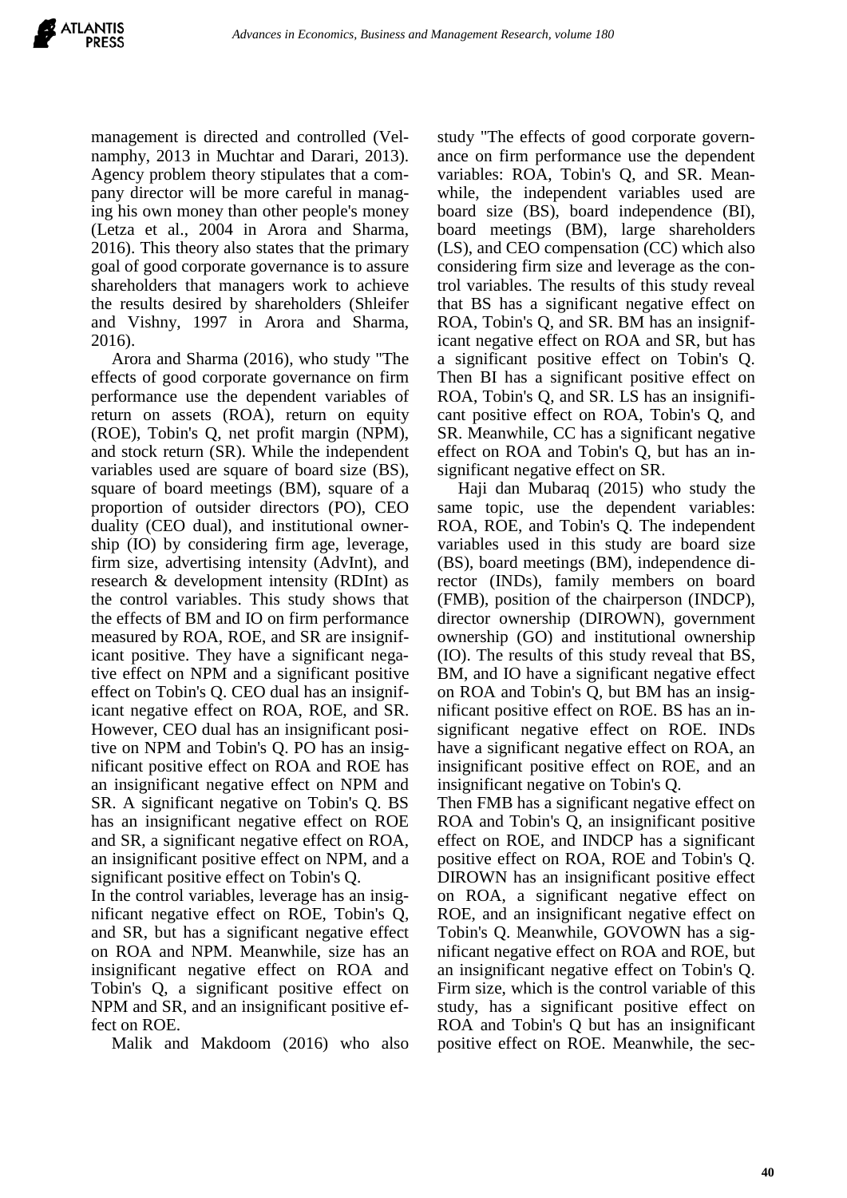management is directed and controlled (Velnamphy, 2013 in Muchtar and Darari, 2013). Agency problem theory stipulates that a company director will be more careful in managing his own money than other people's money (Letza et al., 2004 in Arora and Sharma, 2016). This theory also states that the primary goal of good corporate governance is to assure shareholders that managers work to achieve the results desired by shareholders (Shleifer and Vishny, 1997 in Arora and Sharma, 2016).

Arora and Sharma (2016), who study "The effects of good corporate governance on firm performance use the dependent variables of return on assets (ROA), return on equity (ROE), Tobin's Q, net profit margin (NPM), and stock return (SR). While the independent variables used are square of board size (BS), square of board meetings (BM), square of a proportion of outsider directors (PO), CEO duality (CEO dual), and institutional ownership (IO) by considering firm age, leverage, firm size, advertising intensity (AdvInt), and research & development intensity (RDInt) as the control variables. This study shows that the effects of BM and IO on firm performance measured by ROA, ROE, and SR are insignificant positive. They have a significant negative effect on NPM and a significant positive effect on Tobin's Q. CEO dual has an insignificant negative effect on ROA, ROE, and SR. However, CEO dual has an insignificant positive on NPM and Tobin's Q. PO has an insignificant positive effect on ROA and ROE has an insignificant negative effect on NPM and SR. A significant negative on Tobin's Q. BS has an insignificant negative effect on ROE and SR, a significant negative effect on ROA, an insignificant positive effect on NPM, and a significant positive effect on Tobin's Q.

In the control variables, leverage has an insignificant negative effect on ROE, Tobin's Q, and SR, but has a significant negative effect on ROA and NPM. Meanwhile, size has an insignificant negative effect on ROA and Tobin's Q, a significant positive effect on NPM and SR, and an insignificant positive effect on ROE.

Malik and Makdoom (2016) who also study "The effects of good corporate governance on firm performance use the dependent variables: ROA, Tobin's Q, and SR. Meanwhile, the independent variables used are board size (BS), board independence (BI), board meetings (BM), large shareholders (LS), and CEO compensation (CC) which also considering firm size and leverage as the control variables. The results of this study reveal that BS has a significant negative effect on ROA, Tobin's Q, and SR. BM has an insignificant negative effect on ROA and SR, but has a significant positive effect on Tobin's Q. Then BI has a significant positive effect on ROA, Tobin's Q, and SR. LS has an insignificant positive effect on ROA, Tobin's Q, and SR. Meanwhile, CC has a significant negative effect on ROA and Tobin's Q, but has an insignificant negative effect on SR.

Haji dan Mubaraq (2015) who study the same topic, use the dependent variables: ROA, ROE, and Tobin's Q. The independent variables used in this study are board size (BS), board meetings (BM), independence director (INDs), family members on board (FMB), position of the chairperson (INDCP), director ownership (DIROWN), government ownership (GO) and institutional ownership (IO). The results of this study reveal that BS, BM, and IO have a significant negative effect on ROA and Tobin's Q, but BM has an insignificant positive effect on ROE. BS has an insignificant negative effect on ROE. INDs have a significant negative effect on ROA, an insignificant positive effect on ROE, and an insignificant negative on Tobin's Q.

Then FMB has a significant negative effect on ROA and Tobin's Q, an insignificant positive effect on ROE, and INDCP has a significant positive effect on ROA, ROE and Tobin's Q. DIROWN has an insignificant positive effect on ROA, a significant negative effect on ROE, and an insignificant negative effect on Tobin's Q. Meanwhile, GOVOWN has a significant negative effect on ROA and ROE, but an insignificant negative effect on Tobin's Q. Firm size, which is the control variable of this study, has a significant positive effect on ROA and Tobin's Q but has an insignificant positive effect on ROE. Meanwhile, the sec-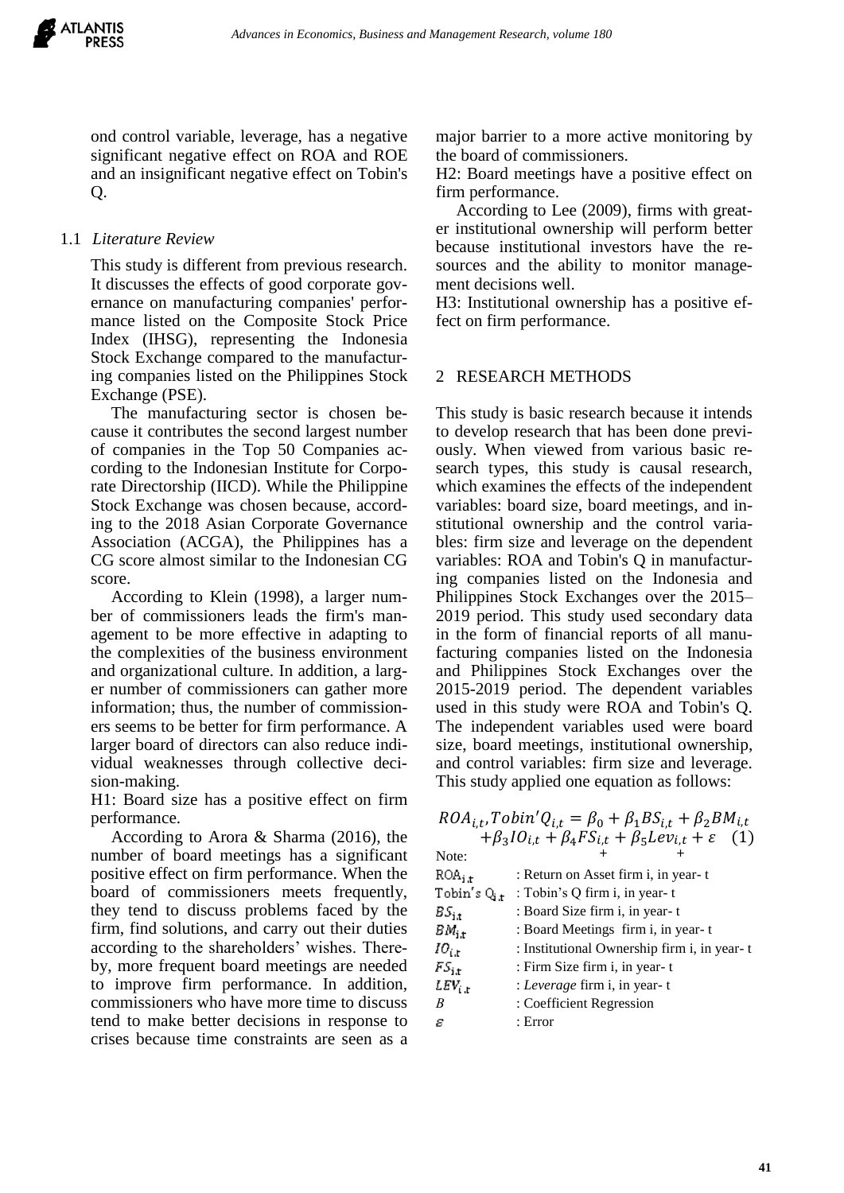ond control variable, leverage, has a negative significant negative effect on ROA and ROE and an insignificant negative effect on Tobin's Q.

### 1.1 *Literature Review*

This study is different from previous research. It discusses the effects of good corporate governance on manufacturing companies' performance listed on the Composite Stock Price Index (IHSG), representing the Indonesia Stock Exchange compared to the manufacturing companies listed on the Philippines Stock Exchange (PSE).

The manufacturing sector is chosen because it contributes the second largest number of companies in the Top 50 Companies according to the Indonesian Institute for Corporate Directorship (IICD). While the Philippine Stock Exchange was chosen because, according to the 2018 Asian Corporate Governance Association (ACGA), the Philippines has a CG score almost similar to the Indonesian CG score.

According to Klein (1998), a larger number of commissioners leads the firm's management to be more effective in adapting to the complexities of the business environment and organizational culture. In addition, a larger number of commissioners can gather more information; thus, the number of commissioners seems to be better for firm performance. A larger board of directors can also reduce individual weaknesses through collective decision-making.

H1: Board size has a positive effect on firm performance.

According to Arora & Sharma (2016), the number of board meetings has a significant positive effect on firm performance. When the board of commissioners meets frequently, they tend to discuss problems faced by the firm, find solutions, and carry out their duties according to the shareholders' wishes. Thereby, more frequent board meetings are needed to improve firm performance. In addition, commissioners who have more time to discuss tend to make better decisions in response to crises because time constraints are seen as a major barrier to a more active monitoring by the board of commissioners.

H2: Board meetings have a positive effect on firm performance.

According to Lee (2009), firms with greater institutional ownership will perform better because institutional investors have the resources and the ability to monitor management decisions well.

H3: Institutional ownership has a positive effect on firm performance.

## 2 RESEARCH METHODS

This study is basic research because it intends to develop research that has been done previously. When viewed from various basic research types, this study is causal research, which examines the effects of the independent variables: board size, board meetings, and institutional ownership and the control variables: firm size and leverage on the dependent variables: ROA and Tobin's Q in manufacturing companies listed on the Indonesia and Philippines Stock Exchanges over the 2015–2019 period. This study used secondary data in the form of financial reports of all manufacturing companies listed on the Indonesia and Philippines Stock Exchanges over the 2015-2019 period. The dependent variables used in this study were ROA and Tobin's Q. The independent variables used were board size, board meetings, institutional ownership, and control variables: firm size and leverage. This study applied one equation as follows:

$$ROA_{i,t}, Tobin'Q_{i,t} = \beta_0 + \beta_1 BS_{i,t} + \beta_2 BM_{i,t} + \beta_3 IO_{i,t} + \beta_4 FS_{i,t} + \beta_5 Lev_{i,t} + \varepsilon \quad (1)$$

Note:

$ROA_{i,t}$ : Return on Asset firm i, in year- t
$Tobin's\ Q_{i,t}$ : Tobin's Q firm i, in year- t
$BS_{i,t}$ : Board Size firm i, in year- t
$BM_{i,t}$ : Board Meetings firm i, in year- t
$IO_{i,t}$ : Institutional Ownership firm i, in year- t
$FS_{i,t}$ : Firm Size firm i, in year- t
$LEV_{i,t}$ : *Leverage* firm i, in year- t
$B$ : Coefficient Regression
$\varepsilon$ : Error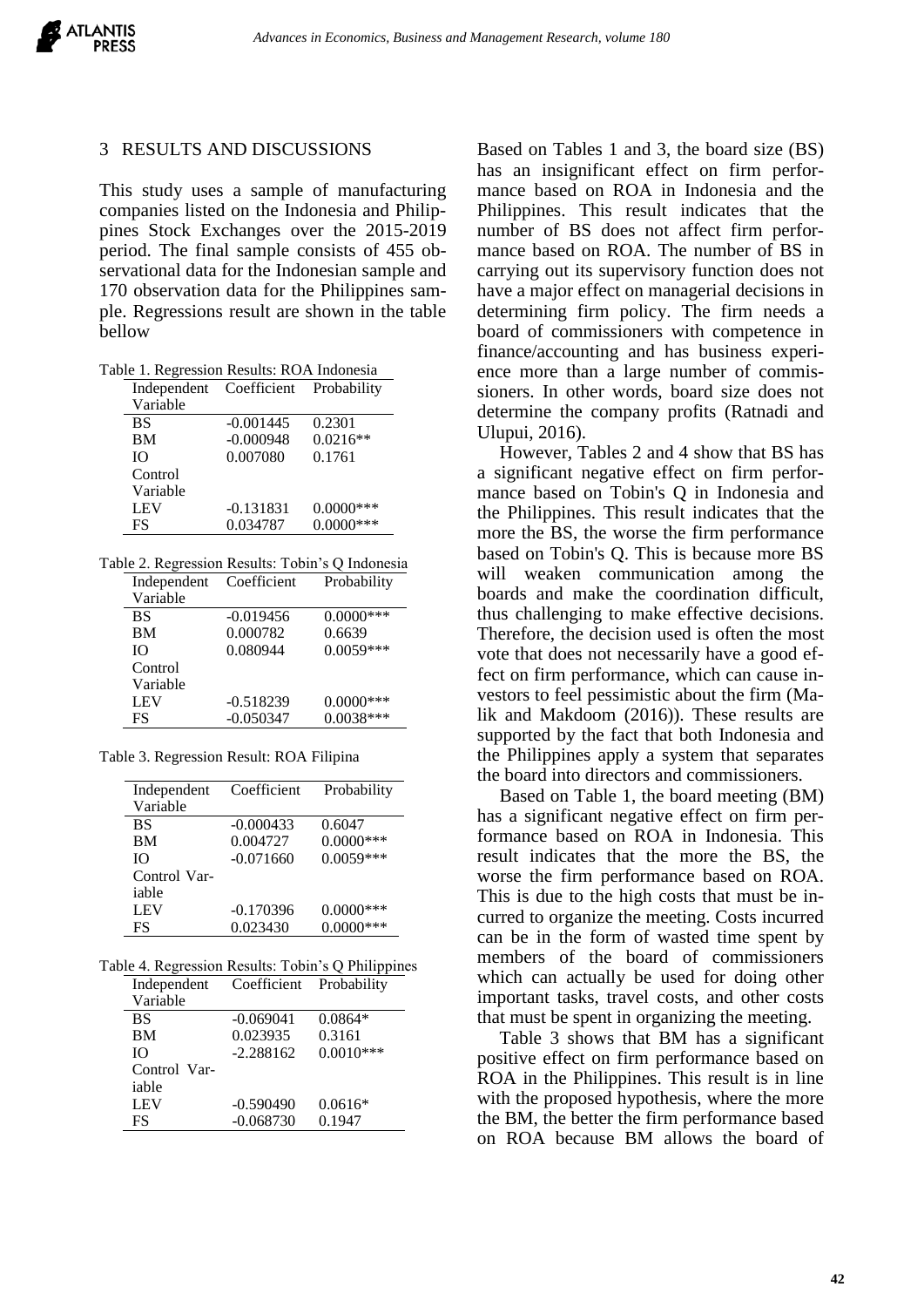## 3 RESULTS AND DISCUSSIONS

This study uses a sample of manufacturing companies listed on the Indonesia and Philippines Stock Exchanges over the 2015-2019 period. The final sample consists of 455 observational data for the Indonesian sample and 170 observation data for the Philippines sample. Regressions result are shown in the table bellow

Table 1. Regression Results: ROA Indonesia

| Independent Variable | Coefficient | Probability |
|---|---|---|
| BS | -0.001445 | 0.2301 |
| BM | -0.000948 | 0.0216** |
| IO | 0.007080 | 0.1761 |
| Control Variable | | |
| LEV | -0.131831 | 0.0000*** |
| FS | 0.034787 | 0.0000*** |

Table 2. Regression Results: Tobin's Q Indonesia

| Independent Variable | Coefficient | Probability |
|---|---|---|
| BS | -0.019456 | 0.0000*** |
| BM | 0.000782 | 0.6639 |
| IO | 0.080944 | 0.0059*** |
| Control Variable | | |
| LEV | -0.518239 | 0.0000*** |
| FS | -0.050347 | 0.0038*** |

Table 3. Regression Result: ROA Filipina

| Independent Variable | Coefficient | Probability |
|---|---|---|
| BS | -0.000433 | 0.6047 |
| BM | 0.004727 | 0.0000*** |
| IO | -0.071660 | 0.0059*** |
| Control Variable | | |
| LEV | -0.170396 | 0.0000*** |
| FS | 0.023430 | 0.0000*** |

Table 4. Regression Results: Tobin's Q Philippines

| Independent Variable | Coefficient | Probability |
|---|---|---|
| BS | -0.069041 | 0.0864* |
| BM | 0.023935 | 0.3161 |
| IO | -2.288162 | 0.0010*** |
| Control Variable | | |
| LEV | -0.590490 | 0.0616* |
| FS | -0.068730 | 0.1947 |

Based on Tables 1 and 3, the board size (BS) has an insignificant effect on firm performance based on ROA in Indonesia and the Philippines. This result indicates that the number of BS does not affect firm performance based on ROA. The number of BS in carrying out its supervisory function does not have a major effect on managerial decisions in determining firm policy. The firm needs a board of commissioners with competence in finance/accounting and has business experience more than a large number of commissioners. In other words, board size does not determine the company profits (Ratnadi and Ulupui, 2016).

However, Tables 2 and 4 show that BS has a significant negative effect on firm performance based on Tobin's Q in Indonesia and the Philippines. This result indicates that the more the BS, the worse the firm performance based on Tobin's Q. This is because more BS will weaken communication among the boards and make the coordination difficult, thus challenging to make effective decisions. Therefore, the decision used is often the most vote that does not necessarily have a good effect on firm performance, which can cause investors to feel pessimistic about the firm (Malik and Makdoom (2016)). These results are supported by the fact that both Indonesia and the Philippines apply a system that separates the board into directors and commissioners.

Based on Table 1, the board meeting (BM) has a significant negative effect on firm performance based on ROA in Indonesia. This result indicates that the more the BS, the worse the firm performance based on ROA. This is due to the high costs that must be incurred to organize the meeting. Costs incurred can be in the form of wasted time spent by members of the board of commissioners which can actually be used for doing other important tasks, travel costs, and other costs that must be spent in organizing the meeting.

Table 3 shows that BM has a significant positive effect on firm performance based on ROA in the Philippines. This result is in line with the proposed hypothesis, where the more the BM, the better the firm performance based on ROA because BM allows the board of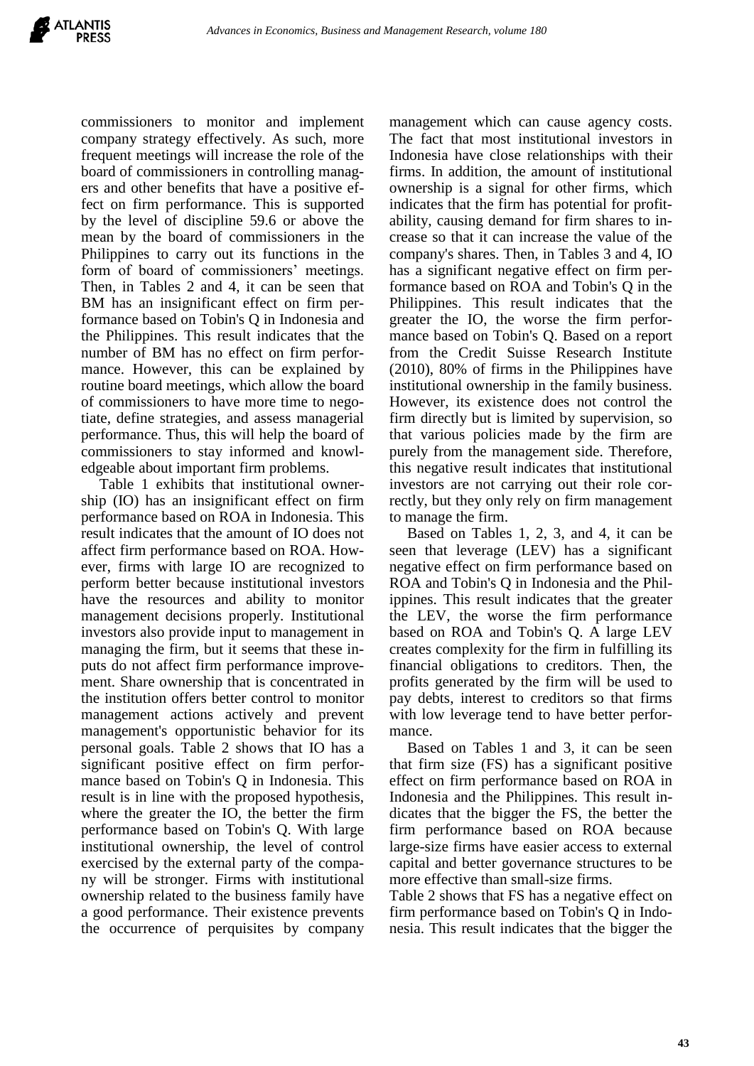commissioners to monitor and implement company strategy effectively. As such, more frequent meetings will increase the role of the board of commissioners in controlling managers and other benefits that have a positive effect on firm performance. This is supported by the level of discipline 59.6 or above the mean by the board of commissioners in the Philippines to carry out its functions in the form of board of commissioners' meetings. Then, in Tables 2 and 4, it can be seen that BM has an insignificant effect on firm performance based on Tobin's Q in Indonesia and the Philippines. This result indicates that the number of BM has no effect on firm performance. However, this can be explained by routine board meetings, which allow the board of commissioners to have more time to negotiate, define strategies, and assess managerial performance. Thus, this will help the board of commissioners to stay informed and knowledgeable about important firm problems.

Table 1 exhibits that institutional ownership (IO) has an insignificant effect on firm performance based on ROA in Indonesia. This result indicates that the amount of IO does not affect firm performance based on ROA. However, firms with large IO are recognized to perform better because institutional investors have the resources and ability to monitor management decisions properly. Institutional investors also provide input to management in managing the firm, but it seems that these inputs do not affect firm performance improvement. Share ownership that is concentrated in the institution offers better control to monitor management actions actively and prevent management's opportunistic behavior for its personal goals. Table 2 shows that IO has a significant positive effect on firm performance based on Tobin's Q in Indonesia. This result is in line with the proposed hypothesis, where the greater the IO, the better the firm performance based on Tobin's Q. With large institutional ownership, the level of control exercised by the external party of the company will be stronger. Firms with institutional ownership related to the business family have a good performance. Their existence prevents the occurrence of perquisites by company management which can cause agency costs. The fact that most institutional investors in Indonesia have close relationships with their firms. In addition, the amount of institutional ownership is a signal for other firms, which indicates that the firm has potential for profitability, causing demand for firm shares to increase so that it can increase the value of the company's shares. Then, in Tables 3 and 4, IO has a significant negative effect on firm performance based on ROA and Tobin's Q in the Philippines. This result indicates that the greater the IO, the worse the firm performance based on Tobin's Q. Based on a report from the Credit Suisse Research Institute (2010), 80% of firms in the Philippines have institutional ownership in the family business. However, its existence does not control the firm directly but is limited by supervision, so that various policies made by the firm are purely from the management side. Therefore, this negative result indicates that institutional investors are not carrying out their role correctly, but they only rely on firm management to manage the firm.

Based on Tables 1, 2, 3, and 4, it can be seen that leverage (LEV) has a significant negative effect on firm performance based on ROA and Tobin's Q in Indonesia and the Philippines. This result indicates that the greater the LEV, the worse the firm performance based on ROA and Tobin's Q. A large LEV creates complexity for the firm in fulfilling its financial obligations to creditors. Then, the profits generated by the firm will be used to pay debts, interest to creditors so that firms with low leverage tend to have better performance.

Based on Tables 1 and 3, it can be seen that firm size (FS) has a significant positive effect on firm performance based on ROA in Indonesia and the Philippines. This result indicates that the bigger the FS, the better the firm performance based on ROA because large-size firms have easier access to external capital and better governance structures to be more effective than small-size firms.

Table 2 shows that FS has a negative effect on firm performance based on Tobin's Q in Indonesia. This result indicates that the bigger the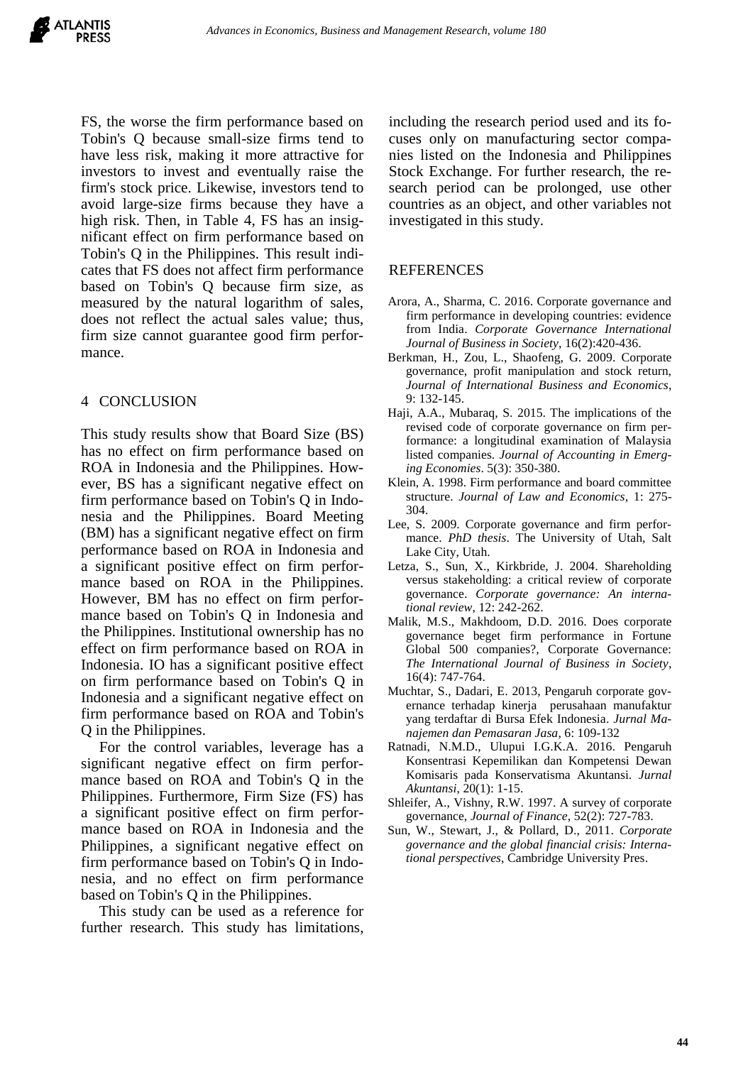FS, the worse the firm performance based on Tobin's Q because small-size firms tend to have less risk, making it more attractive for investors to invest and eventually raise the firm's stock price. Likewise, investors tend to avoid large-size firms because they have a high risk. Then, in Table 4, FS has an insignificant effect on firm performance based on Tobin's Q in the Philippines. This result indicates that FS does not affect firm performance based on Tobin's Q because firm size, as measured by the natural logarithm of sales, does not reflect the actual sales value; thus, firm size cannot guarantee good firm performance.

## 4 CONCLUSION

This study results show that Board Size (BS) has no effect on firm performance based on ROA in Indonesia and the Philippines. However, BS has a significant negative effect on firm performance based on Tobin's Q in Indonesia and the Philippines. Board Meeting (BM) has a significant negative effect on firm performance based on ROA in Indonesia and a significant positive effect on firm performance based on ROA in the Philippines. However, BM has no effect on firm performance based on Tobin's Q in Indonesia and the Philippines. Institutional ownership has no effect on firm performance based on ROA in Indonesia. IO has a significant positive effect on firm performance based on Tobin's Q in Indonesia and a significant negative effect on firm performance based on ROA and Tobin's Q in the Philippines.

For the control variables, leverage has a significant negative effect on firm performance based on ROA and Tobin's Q in the Philippines. Furthermore, Firm Size (FS) has a significant positive effect on firm performance based on ROA in Indonesia and the Philippines, a significant negative effect on firm performance based on Tobin's Q in Indonesia, and no effect on firm performance based on Tobin's Q in the Philippines.

This study can be used as a reference for further research. This study has limitations, including the research period used and its focuses only on manufacturing sector companies listed on the Indonesia and Philippines Stock Exchange. For further research, the research period can be prolonged, use other countries as an object, and other variables not investigated in this study.

## REFERENCES

Arora, A., Sharma, C. 2016. Corporate governance and firm performance in developing countries: evidence from India. *Corporate Governance International Journal of Business in Society*, 16(2):420-436.

Berkman, H., Zou, L., Shaofeng, G. 2009. Corporate governance, profit manipulation and stock return, *Journal of International Business and Economics*, 9: 132-145.

Haji, A.A., Mubaraq, S. 2015. The implications of the revised code of corporate governance on firm performance: a longitudinal examination of Malaysia listed companies. *Journal of Accounting in Emerging Economies*. 5(3): 350-380.

Klein, A. 1998. Firm performance and board committee structure. *Journal of Law and Economics*, 1: 275-304.

Lee, S. 2009. Corporate governance and firm performance. *PhD thesis*. The University of Utah, Salt Lake City, Utah.

Letza, S., Sun, X., Kirkbride, J. 2004. Shareholding versus stakeholding: a critical review of corporate governance. *Corporate governance: An international review*, 12: 242-262.

Malik, M.S., Makhdoom, D.D. 2016. Does corporate governance beget firm performance in Fortune Global 500 companies?, Corporate Governance: *The International Journal of Business in Society*, 16(4): 747-764.

Muchtar, S., Dadari, E. 2013, Pengaruh corporate governance terhadap kinerja perusahaan manufaktur yang terdaftar di Bursa Efek Indonesia. *Jurnal Manajemen dan Pemasaran Jasa*, 6: 109-132

Ratnadi, N.M.D., Ulupui I.G.K.A. 2016. Pengaruh Konsentrasi Kepemilikan dan Kompetensi Dewan Komisaris pada Konservatisma Akuntansi. *Jurnal Akuntansi*, 20(1): 1-15.

Shleifer, A., Vishny, R.W. 1997. A survey of corporate governance, *Journal of Finance*, 52(2): 727-783.

Sun, W., Stewart, J., & Pollard, D., 2011. *Corporate governance and the global financial crisis: International perspectives*, Cambridge University Pres.